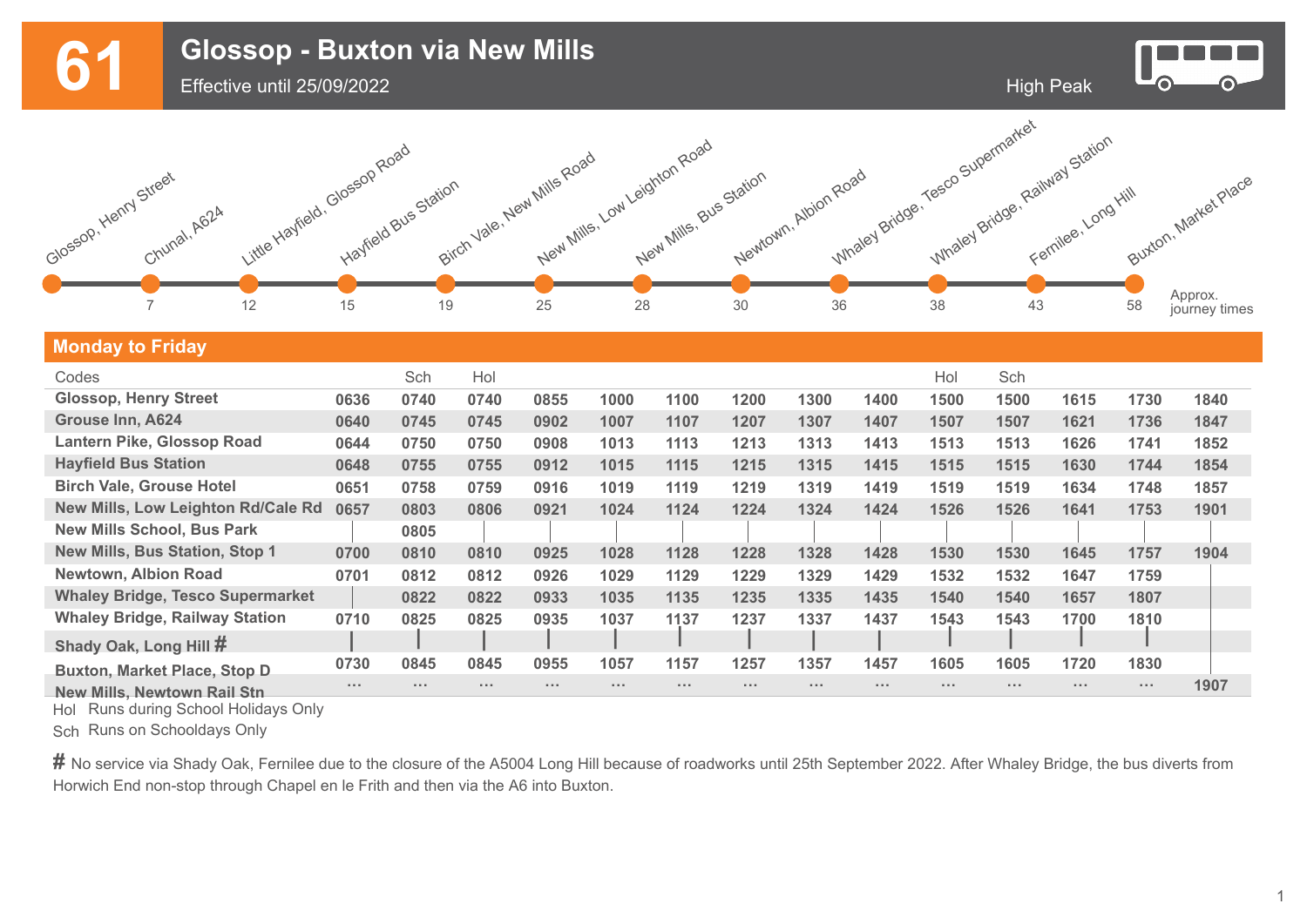# 61 Glossop - Buxton via New Mills

Effective until 25/09/2022

High Peak

| Glossop, Henry Street | Chunal, A624 | Little Hayfield, Glossop Road | Hayfield Bus Station | Birch Vale, New Mills Road | New Mills, Low Leighton Road | New Mills, Bus Station | Newtown, Albion Road | Whaley Bridge, Tesco Supermarket | Whaley Bridge, Railway Station | Fernilee, Long Hill | Buxton, Market Place | |
|---|---|---|---|---|---|---|---|---|---|---|---|---|
| | 7 | 12 | 15 | 19 | 25 | 28 | 30 | 36 | 38 | 43 | 58 | Approx. journey times |

## Monday to Friday

| Codes | | Sch | Hol | | | | | | | | Hol | Sch | | | |
|---|---|---|---|---|---|---|---|---|---|---|---|---|---|---|---|
| **Glossop, Henry Street** | 0636 | 0740 | 0740 | 0855 | 1000 | 1100 | 1200 | 1300 | 1400 | 1500 | 1500 | 1615 | 1730 | 1840 |
| **Grouse Inn, A624** | 0640 | 0745 | 0745 | 0902 | 1007 | 1107 | 1207 | 1307 | 1407 | 1507 | 1507 | 1621 | 1736 | 1847 |
| **Lantern Pike, Glossop Road** | 0644 | 0750 | 0750 | 0908 | 1013 | 1113 | 1213 | 1313 | 1413 | 1513 | 1513 | 1626 | 1741 | 1852 |
| **Hayfield Bus Station** | 0648 | 0755 | 0755 | 0912 | 1015 | 1115 | 1215 | 1315 | 1415 | 1515 | 1515 | 1630 | 1744 | 1854 |
| **Birch Vale, Grouse Hotel** | 0651 | 0758 | 0759 | 0916 | 1019 | 1119 | 1219 | 1319 | 1419 | 1519 | 1519 | 1634 | 1748 | 1857 |
| **New Mills, Low Leighton Rd/Cale Rd** | 0657 | 0803 | 0806 | 0921 | 1024 | 1124 | 1224 | 1324 | 1424 | 1526 | 1526 | 1641 | 1753 | 1901 |
| **New Mills School, Bus Park** | \| | 0805 | \| | \| | \| | \| | \| | \| | \| | \| | \| | \| | \| | \| |
| **New Mills, Bus Station, Stop 1** | 0700 | 0810 | 0810 | 0925 | 1028 | 1128 | 1228 | 1328 | 1428 | 1530 | 1530 | 1645 | 1757 | 1904 |
| **Newtown, Albion Road** | 0701 | 0812 | 0812 | 0926 | 1029 | 1129 | 1229 | 1329 | 1429 | 1532 | 1532 | 1647 | 1759 | \| |
| **Whaley Bridge, Tesco Supermarket** | \| | 0822 | 0822 | 0933 | 1035 | 1135 | 1235 | 1335 | 1435 | 1540 | 1540 | 1657 | 1807 | \| |
| **Whaley Bridge, Railway Station** | 0710 | 0825 | 0825 | 0935 | 1037 | 1137 | 1237 | 1337 | 1437 | 1543 | 1543 | 1700 | 1810 | \| |
| **Shady Oak, Long Hill #** | \| | \| | \| | \| | \| | \| | \| | \| | \| | \| | \| | \| | \| | \| |
| **Buxton, Market Place, Stop D** | 0730 | 0845 | 0845 | 0955 | 1057 | 1157 | 1257 | 1357 | 1457 | 1605 | 1605 | 1720 | 1830 | \| |
| **New Mills, Newtown Rail Stn** | ... | ... | ... | ... | ... | ... | ... | ... | ... | ... | ... | ... | ... | 1907 |

Hol Runs during School Holidays Only

Sch Runs on Schooldays Only

# No service via Shady Oak, Fernilee due to the closure of the A5004 Long Hill because of roadworks until 25th September 2022. After Whaley Bridge, the bus diverts from Horwich End non-stop through Chapel en le Frith and then via the A6 into Buxton.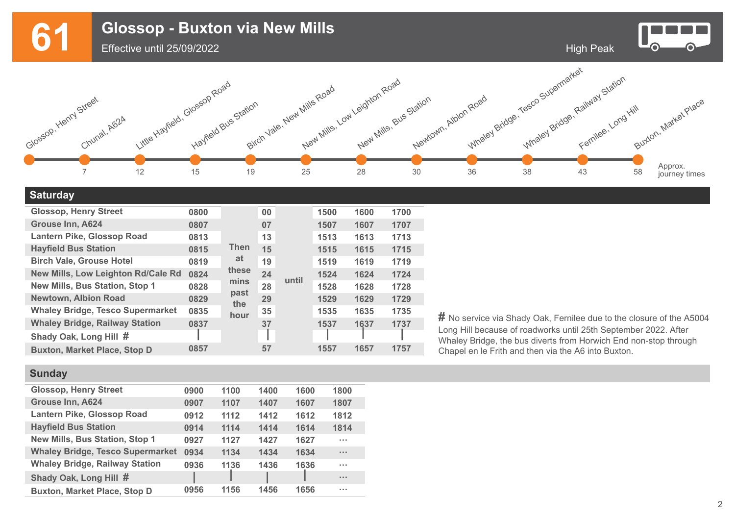# 61 Glossop - Buxton via New Mills

Effective until 25/09/2022

High Peak

| Stop | Approx. journey times |
|---|---|
| Glossop, Henry Street | |
| Chunal, A624 | 7 |
| Little Hayfield, Glossop Road | 12 |
| Hayfield Bus Station | 15 |
| Birch Vale, New Mills Road | 19 |
| New Mills, Low Leighton Road | 25 |
| New Mills, Bus Station | 28 |
| Newtown, Albion Road | 30 |
| Whaley Bridge, Tesco Supermarket | 36 |
| Whaley Bridge, Railway Station | 38 |
| Fernilee, Long Hill | 43 |
| Buxton, Market Place | 58 |

## Saturday

| Stop | | | | | | | | |
|---|---|---|---|---|---|---|---|---|
| Glossop, Henry Street | 0800 | Then at these mins past the hour | 00 | until | 1500 | 1600 | 1700 |
| Grouse Inn, A624 | 0807 | | 07 | | 1507 | 1607 | 1707 |
| Lantern Pike, Glossop Road | 0813 | | 13 | | 1513 | 1613 | 1713 |
| Hayfield Bus Station | 0815 | | 15 | | 1515 | 1615 | 1715 |
| Birch Vale, Grouse Hotel | 0819 | | 19 | | 1519 | 1619 | 1719 |
| New Mills, Low Leighton Rd/Cale Rd | 0824 | | 24 | | 1524 | 1624 | 1724 |
| New Mills, Bus Station, Stop 1 | 0828 | | 28 | | 1528 | 1628 | 1728 |
| Newtown, Albion Road | 0829 | | 29 | | 1529 | 1629 | 1729 |
| Whaley Bridge, Tesco Supermarket | 0835 | | 35 | | 1535 | 1635 | 1735 |
| Whaley Bridge, Railway Station | 0837 | | 37 | | 1537 | 1637 | 1737 |
| Shady Oak, Long Hill # | \| | | \| | | \| | \| | \| |
| Buxton, Market Place, Stop D | 0857 | | 57 | | 1557 | 1657 | 1757 |

# No service via Shady Oak, Fernilee due to the closure of the A5004 Long Hill because of roadworks until 25th September 2022. After Whaley Bridge, the bus diverts from Horwich End non-stop through Chapel en le Frith and then via the A6 into Buxton.

## Sunday

| Stop | | | | | |
|---|---|---|---|---|---|
| Glossop, Henry Street | 0900 | 1100 | 1400 | 1600 | 1800 |
| Grouse Inn, A624 | 0907 | 1107 | 1407 | 1607 | 1807 |
| Lantern Pike, Glossop Road | 0912 | 1112 | 1412 | 1612 | 1812 |
| Hayfield Bus Station | 0914 | 1114 | 1414 | 1614 | 1814 |
| New Mills, Bus Station, Stop 1 | 0927 | 1127 | 1427 | 1627 | ... |
| Whaley Bridge, Tesco Supermarket | 0934 | 1134 | 1434 | 1634 | ... |
| Whaley Bridge, Railway Station | 0936 | 1136 | 1436 | 1636 | ... |
| Shady Oak, Long Hill # | \| | \| | \| | \| | ... |
| Buxton, Market Place, Stop D | 0956 | 1156 | 1456 | 1656 | ... |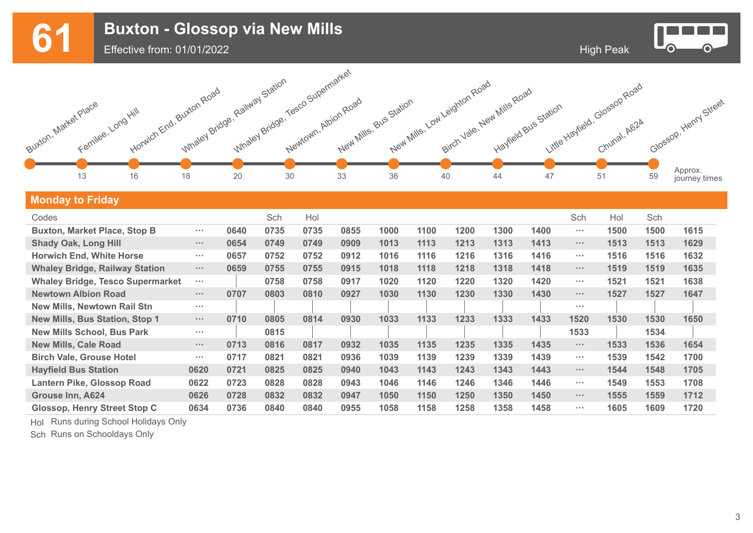# 61 Buxton - Glossop via New Mills

Effective from: 01/01/2022

High Peak

Buxton, Market Place
Fernilee, Long Hill 13
Horwich End, Buxton Road 16
Whaley Bridge, Railway Station 18
Whaley Bridge, Tesco Supermarket 20
Newtown, Albion Road 30
New Mills, Bus Station 33
New Mills, Low Leighton Road 36
Birch Vale, New Mills Road 40
Hayfield Bus Station 44
Little Hayfield, Glossop Road 47
Chunal, A624 51
Glossop, Henry Street 59

Approx. journey times

## Monday to Friday

| Codes | | | Sch | Hol | | | | | | | Sch | Hol | Sch | |
|---|---|---|---|---|---|---|---|---|---|---|---|---|---|---|
| Buxton, Market Place, Stop B | ··· | 0640 | 0735 | 0735 | 0855 | 1000 | 1100 | 1200 | 1300 | 1400 | ··· | 1500 | 1500 | 1615 |
| Shady Oak, Long Hill | ··· | 0654 | 0749 | 0749 | 0909 | 1013 | 1113 | 1213 | 1313 | 1413 | ··· | 1513 | 1513 | 1629 |
| Horwich End, White Horse | ··· | 0657 | 0752 | 0752 | 0912 | 1016 | 1116 | 1216 | 1316 | 1416 | ··· | 1516 | 1516 | 1632 |
| Whaley Bridge, Railway Station | ··· | 0659 | 0755 | 0755 | 0915 | 1018 | 1118 | 1218 | 1318 | 1418 | ··· | 1519 | 1519 | 1635 |
| Whaley Bridge, Tesco Supermarket | ··· | \| | 0758 | 0758 | 0917 | 1020 | 1120 | 1220 | 1320 | 1420 | ··· | 1521 | 1521 | 1638 |
| Newtown Albion Road | ··· | 0707 | 0803 | 0810 | 0927 | 1030 | 1130 | 1230 | 1330 | 1430 | ··· | 1527 | 1527 | 1647 |
| New Mills, Newtown Rail Stn | ··· | \| | \| | \| | \| | \| | \| | \| | \| | \| | ··· | \| | \| | \| |
| New Mills, Bus Station, Stop 1 | ··· | 0710 | 0805 | 0814 | 0930 | 1033 | 1133 | 1233 | 1333 | 1433 | 1520 | 1530 | 1530 | 1650 |
| New Mills School, Bus Park | ··· | \| | 0815 | \| | \| | \| | \| | \| | \| | \| | 1533 | \| | 1534 | \| |
| New Mills, Cale Road | ··· | 0713 | 0816 | 0817 | 0932 | 1035 | 1135 | 1235 | 1335 | 1435 | ··· | 1533 | 1536 | 1654 |
| Birch Vale, Grouse Hotel | ··· | 0717 | 0821 | 0821 | 0936 | 1039 | 1139 | 1239 | 1339 | 1439 | ··· | 1539 | 1542 | 1700 |
| Hayfield Bus Station | 0620 | 0721 | 0825 | 0825 | 0940 | 1043 | 1143 | 1243 | 1343 | 1443 | ··· | 1544 | 1548 | 1705 |
| Lantern Pike, Glossop Road | 0622 | 0723 | 0828 | 0828 | 0943 | 1046 | 1146 | 1246 | 1346 | 1446 | ··· | 1549 | 1553 | 1708 |
| Grouse Inn, A624 | 0626 | 0728 | 0832 | 0832 | 0947 | 1050 | 1150 | 1250 | 1350 | 1450 | ··· | 1555 | 1559 | 1712 |
| Glossop, Henry Street Stop C | 0634 | 0736 | 0840 | 0840 | 0955 | 1058 | 1158 | 1258 | 1358 | 1458 | ··· | 1605 | 1609 | 1720 |

Hol Runs during School Holidays Only

Sch Runs on Schooldays Only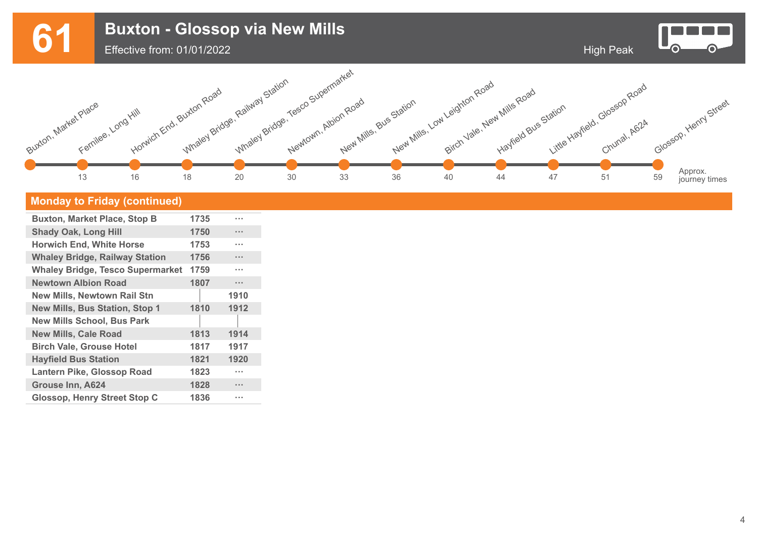# 61

## Buxton - Glossop via New Mills

Effective from: 01/01/2022

High Peak

Buxton, Market Place
Fernilee, Long Hill 13
Horwich End, Buxton Road 16
Whaley Bridge, Railway Station 18
Whaley Bridge, Tesco Supermarket 20
Newtown, Albion Road 30
New Mills, Bus Station 33
New Mills, Low Leighton Road 36
Birch Vale, New Mills Road 40
Hayfield Bus Station 44
Little Hayfield, Glossop Road 47
Chunal, A624 51
Glossop, Henry Street 59
Approx. journey times

### Monday to Friday (continued)

| | | |
|---|---|---|
| Buxton, Market Place, Stop B | 1735 | ... |
| Shady Oak, Long Hill | 1750 | ... |
| Horwich End, White Horse | 1753 | ... |
| Whaley Bridge, Railway Station | 1756 | ... |
| Whaley Bridge, Tesco Supermarket | 1759 | ... |
| Newtown Albion Road | 1807 | ... |
| New Mills, Newtown Rail Stn | \| | 1910 |
| New Mills, Bus Station, Stop 1 | 1810 | 1912 |
| New Mills School, Bus Park | \| | \| |
| New Mills, Cale Road | 1813 | 1914 |
| Birch Vale, Grouse Hotel | 1817 | 1917 |
| Hayfield Bus Station | 1821 | 1920 |
| Lantern Pike, Glossop Road | 1823 | ... |
| Grouse Inn, A624 | 1828 | ... |
| Glossop, Henry Street Stop C | 1836 | ... |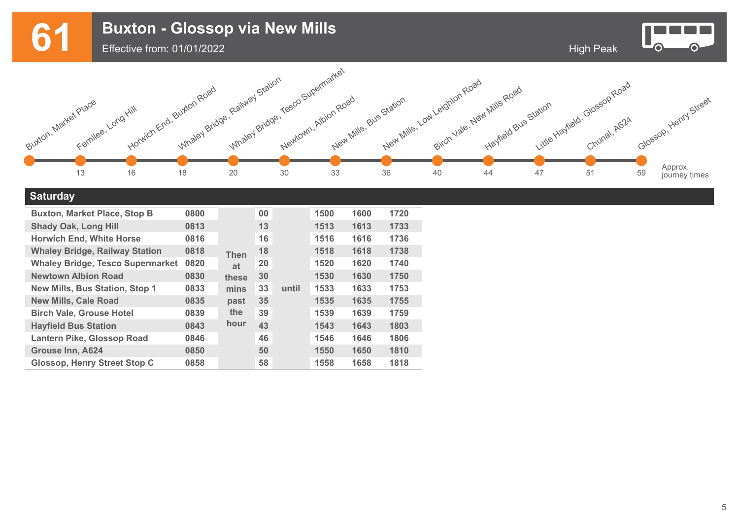# 61 Buxton - Glossop via New Mills

Effective from: 01/01/2022

High Peak

Buxton, Market Place
Fernilee, Long Hill 13
Horwich End, Buxton Road 16
Whaley Bridge, Railway Station 18
Whaley Bridge, Tesco Supermarket 20
Newtown, Albion Road 30
New Mills, Bus Station 33
New Mills, Low Leighton Road 36
Birch Vale, New Mills Road 40
Hayfield Bus Station 44
Little Hayfield, Glossop Road 47
Chunal, A624 51
Glossop, Henry Street 59

Approx. journey times

## Saturday

| | | | | | | | |
|---|---|---|---|---|---|---|---|
| **Buxton, Market Place, Stop B** | 0800 | Then at these mins past the hour | 00 | until | 1500 | 1600 | 1720 |
| **Shady Oak, Long Hill** | 0813 | | 13 | | 1513 | 1613 | 1733 |
| **Horwich End, White Horse** | 0816 | | 16 | | 1516 | 1616 | 1736 |
| **Whaley Bridge, Railway Station** | 0818 | | 18 | | 1518 | 1618 | 1738 |
| **Whaley Bridge, Tesco Supermarket** | 0820 | | 20 | | 1520 | 1620 | 1740 |
| **Newtown Albion Road** | 0830 | | 30 | | 1530 | 1630 | 1750 |
| **New Mills, Bus Station, Stop 1** | 0833 | | 33 | | 1533 | 1633 | 1753 |
| **New Mills, Cale Road** | 0835 | | 35 | | 1535 | 1635 | 1755 |
| **Birch Vale, Grouse Hotel** | 0839 | | 39 | | 1539 | 1639 | 1759 |
| **Hayfield Bus Station** | 0843 | | 43 | | 1543 | 1643 | 1803 |
| **Lantern Pike, Glossop Road** | 0846 | | 46 | | 1546 | 1646 | 1806 |
| **Grouse Inn, A624** | 0850 | | 50 | | 1550 | 1650 | 1810 |
| **Glossop, Henry Street Stop C** | 0858 | | 58 | | 1558 | 1658 | 1818 |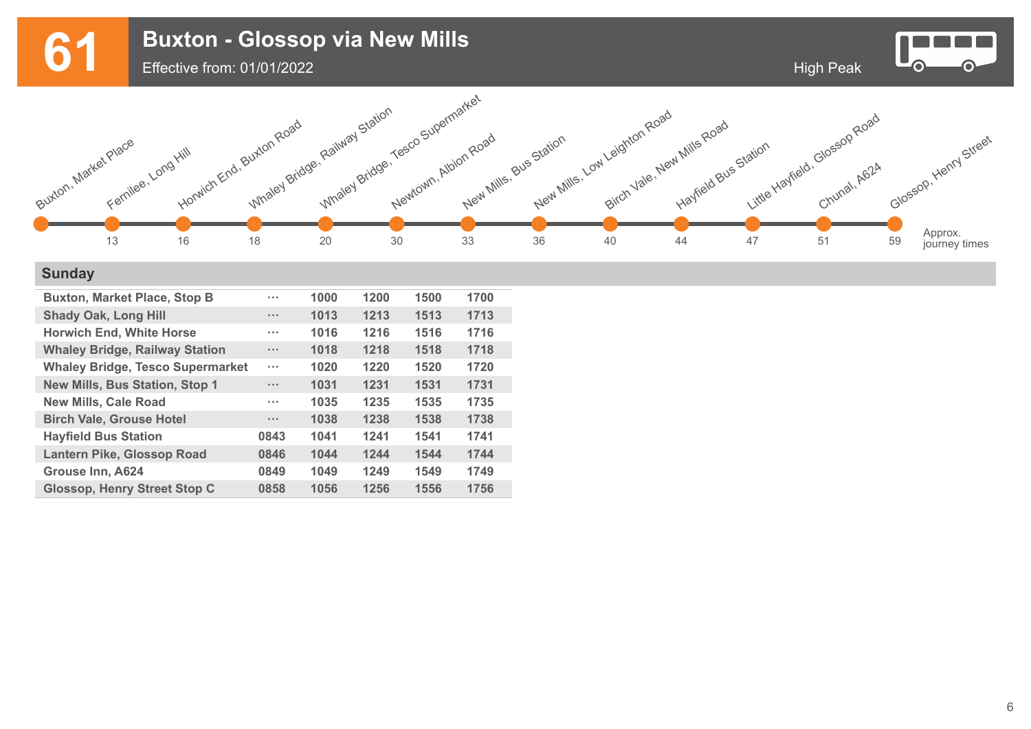# 61 Buxton - Glossop via New Mills

Effective from: 01/01/2022

High Peak

Buxton, Market Place
Fernilee, Long Hill 13
Horwich End, Buxton Road 16
Whaley Bridge, Railway Station 18
Whaley Bridge, Tesco Supermarket 20
Newtown, Albion Road 30
New Mills, Bus Station 33
New Mills, Low Leighton Road 36
Birch Vale, New Mills Road 40
Hayfield Bus Station 44
Little Hayfield, Glossop Road 47
Chunal, A624 51
Glossop, Henry Street 59

Approx. journey times

## Sunday

| | | | | | |
|---|---|---|---|---|---|
| Buxton, Market Place, Stop B | ··· | 1000 | 1200 | 1500 | 1700 |
| Shady Oak, Long Hill | ··· | 1013 | 1213 | 1513 | 1713 |
| Horwich End, White Horse | ··· | 1016 | 1216 | 1516 | 1716 |
| Whaley Bridge, Railway Station | ··· | 1018 | 1218 | 1518 | 1718 |
| Whaley Bridge, Tesco Supermarket | ··· | 1020 | 1220 | 1520 | 1720 |
| New Mills, Bus Station, Stop 1 | ··· | 1031 | 1231 | 1531 | 1731 |
| New Mills, Cale Road | ··· | 1035 | 1235 | 1535 | 1735 |
| Birch Vale, Grouse Hotel | ··· | 1038 | 1238 | 1538 | 1738 |
| Hayfield Bus Station | 0843 | 1041 | 1241 | 1541 | 1741 |
| Lantern Pike, Glossop Road | 0846 | 1044 | 1244 | 1544 | 1744 |
| Grouse Inn, A624 | 0849 | 1049 | 1249 | 1549 | 1749 |
| Glossop, Henry Street Stop C | 0858 | 1056 | 1256 | 1556 | 1756 |